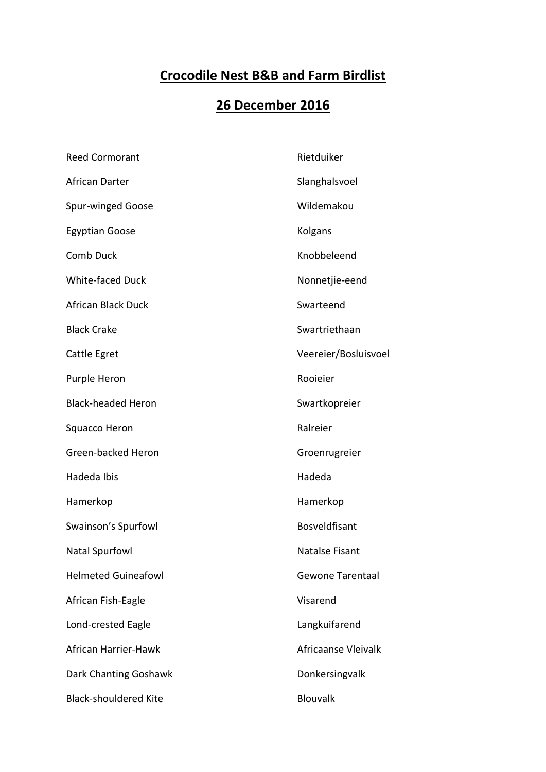# Crocodile Nest B&B and Farm Birdlist

## 26 December 2016

| | |
|---|---|
| Reed Cormorant | Rietduiker |
| African Darter | Slanghalsvoel |
| Spur-winged Goose | Wildemakou |
| Egyptian Goose | Kolgans |
| Comb Duck | Knobbeleend |
| White-faced Duck | Nonnetjie-eend |
| African Black Duck | Swarteend |
| Black Crake | Swartriethaan |
| Cattle Egret | Veereier/Bosluisvoel |
| Purple Heron | Rooieier |
| Black-headed Heron | Swartkopreier |
| Squacco Heron | Ralreier |
| Green-backed Heron | Groenrugreier |
| Hadeda Ibis | Hadeda |
| Hamerkop | Hamerkop |
| Swainson's Spurfowl | Bosveldfisant |
| Natal Spurfowl | Natalse Fisant |
| Helmeted Guineafowl | Gewone Tarentaal |
| African Fish-Eagle | Visarend |
| Lond-crested Eagle | Langkuifarend |
| African Harrier-Hawk | Africaanse Vleivalk |
| Dark Chanting Goshawk | Donkersingvalk |
| Black-shouldered Kite | Blouvalk |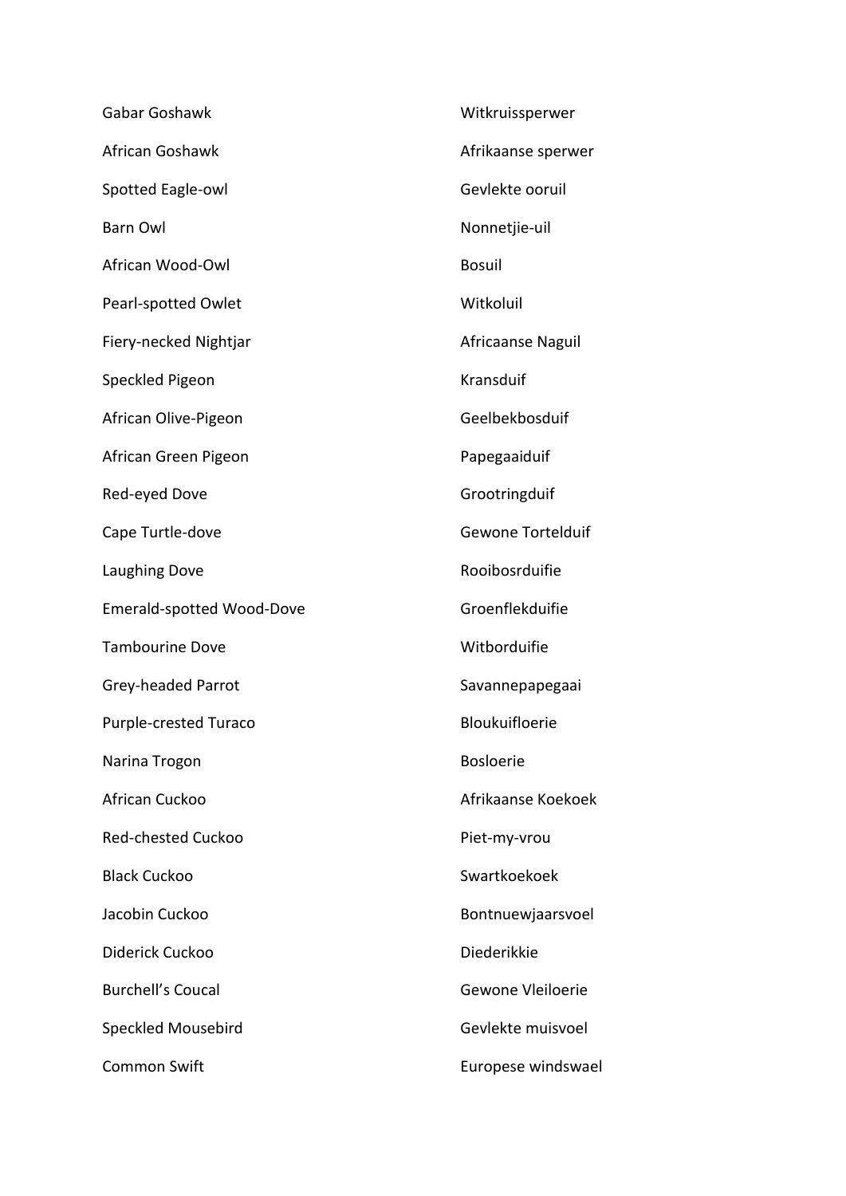| | |
|---|---|
| Gabar Goshawk | Witkruissperwer |
| African Goshawk | Afrikaanse sperwer |
| Spotted Eagle-owl | Gevlekte ooruil |
| Barn Owl | Nonnetjie-uil |
| African Wood-Owl | Bosuil |
| Pearl-spotted Owlet | Witkoluil |
| Fiery-necked Nightjar | Africaanse Naguil |
| Speckled Pigeon | Kransduif |
| African Olive-Pigeon | Geelbekbosduif |
| African Green Pigeon | Papegaaiduif |
| Red-eyed Dove | Grootringduif |
| Cape Turtle-dove | Gewone Tortelduif |
| Laughing Dove | Rooibosrduifie |
| Emerald-spotted Wood-Dove | Groenflekduifie |
| Tambourine Dove | Witborduifie |
| Grey-headed Parrot | Savannepapegaai |
| Purple-crested Turaco | Bloukuifloerie |
| Narina Trogon | Bosloerie |
| African Cuckoo | Afrikaanse Koekoek |
| Red-chested Cuckoo | Piet-my-vrou |
| Black Cuckoo | Swartkoekoek |
| Jacobin Cuckoo | Bontnuewjaarsvoel |
| Diderick Cuckoo | Diederikkie |
| Burchell's Coucal | Gewone Vleiloerie |
| Speckled Mousebird | Gevlekte muisvoel |
| Common Swift | Europese windswael |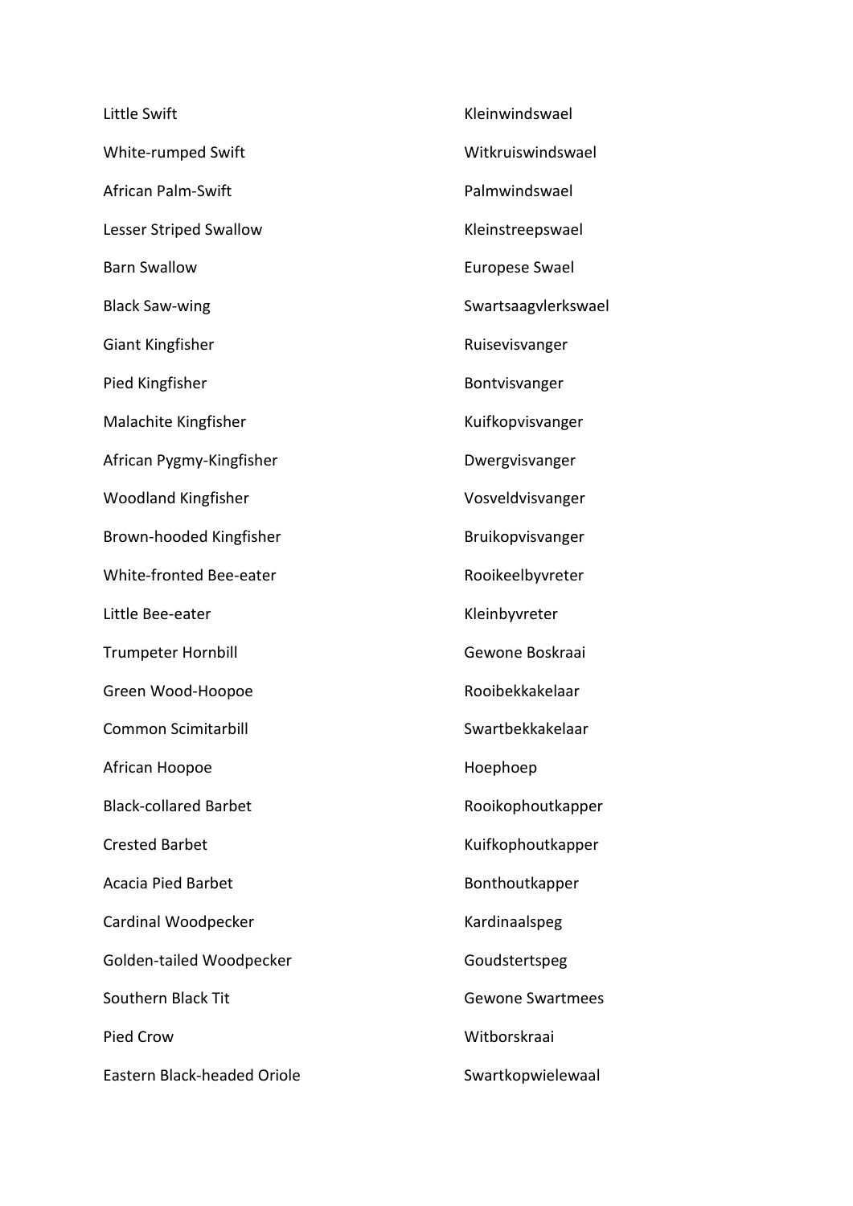| | |
|---|---|
| Little Swift | Kleinwindswael |
| White-rumped Swift | Witkruiswindswael |
| African Palm-Swift | Palmwindswael |
| Lesser Striped Swallow | Kleinstreepswael |
| Barn Swallow | Europese Swael |
| Black Saw-wing | Swartsaagvlerkswael |
| Giant Kingfisher | Ruisevisvanger |
| Pied Kingfisher | Bontvisvanger |
| Malachite Kingfisher | Kuifkopvisvanger |
| African Pygmy-Kingfisher | Dwergvisvanger |
| Woodland Kingfisher | Vosveldvisvanger |
| Brown-hooded Kingfisher | Bruikopvisvanger |
| White-fronted Bee-eater | Rooikeelbyvreter |
| Little Bee-eater | Kleinbyvreter |
| Trumpeter Hornbill | Gewone Boskraai |
| Green Wood-Hoopoe | Rooibekkakelaar |
| Common Scimitarbill | Swartbekkakelaar |
| African Hoopoe | Hoephoep |
| Black-collared Barbet | Rooikophoutkapper |
| Crested Barbet | Kuifkophoutkapper |
| Acacia Pied Barbet | Bonthoutkapper |
| Cardinal Woodpecker | Kardinaalspeg |
| Golden-tailed Woodpecker | Goudstertspeg |
| Southern Black Tit | Gewone Swartmees |
| Pied Crow | Witborskraai |
| Eastern Black-headed Oriole | Swartkopwielewaal |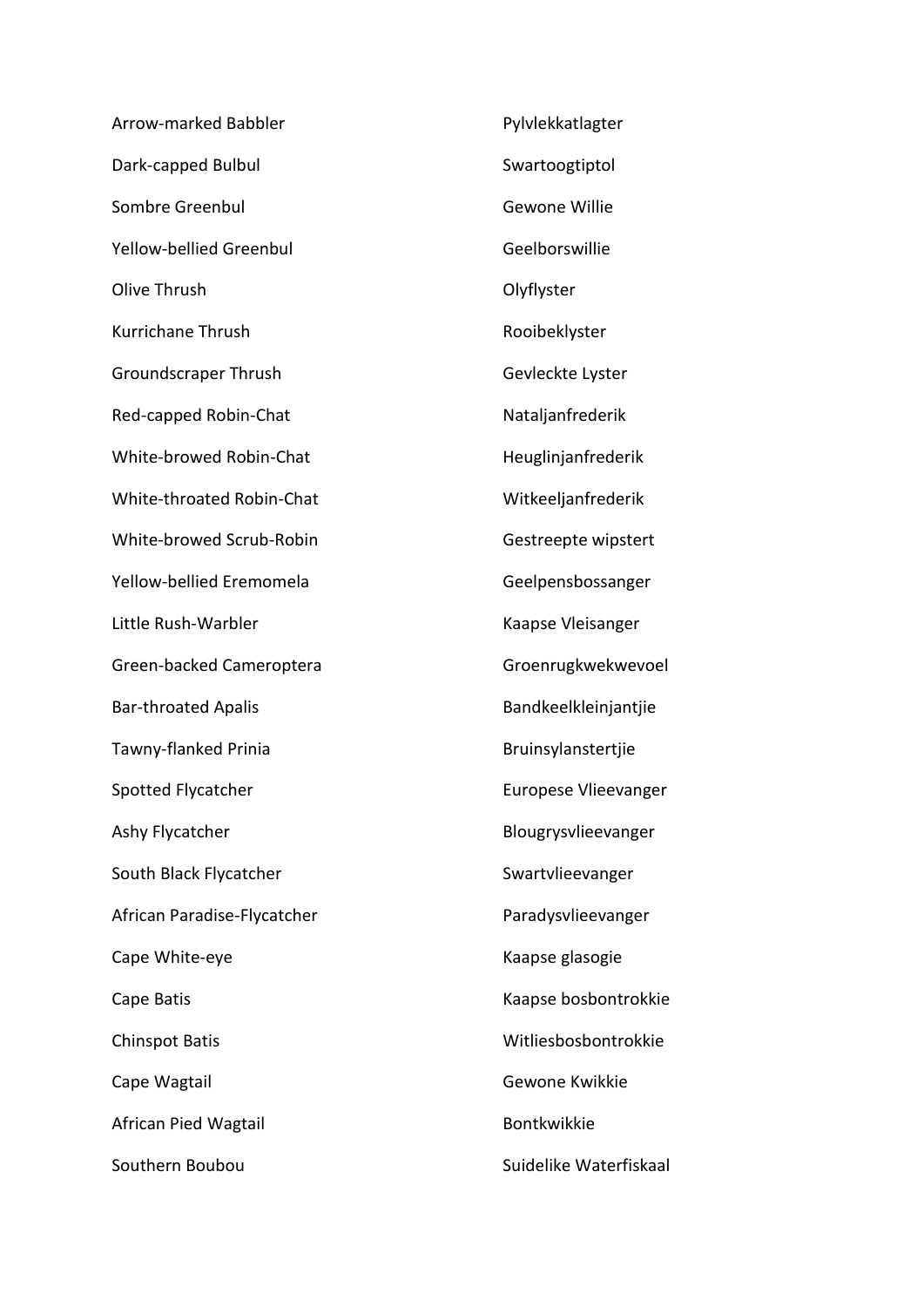| | |
|---|---|
| Arrow-marked Babbler | Pylvlekkatlagter |
| Dark-capped Bulbul | Swartoogtiptol |
| Sombre Greenbul | Gewone Willie |
| Yellow-bellied Greenbul | Geelborswillie |
| Olive Thrush | Olyflyster |
| Kurrichane Thrush | Rooibeklyster |
| Groundscraper Thrush | Gevleckte Lyster |
| Red-capped Robin-Chat | Nataljanfrederik |
| White-browed Robin-Chat | Heuglinjanfrederik |
| White-throated Robin-Chat | Witkeeljanfrederik |
| White-browed Scrub-Robin | Gestreepte wipstert |
| Yellow-bellied Eremomela | Geelpensbossanger |
| Little Rush-Warbler | Kaapse Vleisanger |
| Green-backed Cameroptera | Groenrugkwekwevoel |
| Bar-throated Apalis | Bandkeelkleinjantjie |
| Tawny-flanked Prinia | Bruinsylanstertjie |
| Spotted Flycatcher | Europese Vlieevanger |
| Ashy Flycatcher | Blougrysvlieevanger |
| South Black Flycatcher | Swartvlieevanger |
| African Paradise-Flycatcher | Paradysvlieevanger |
| Cape White-eye | Kaapse glasogie |
| Cape Batis | Kaapse bosbontrokkie |
| Chinspot Batis | Witliesbosbontrokkie |
| Cape Wagtail | Gewone Kwikkie |
| African Pied Wagtail | Bontkwikkie |
| Southern Boubou | Suidelike Waterfiskaal |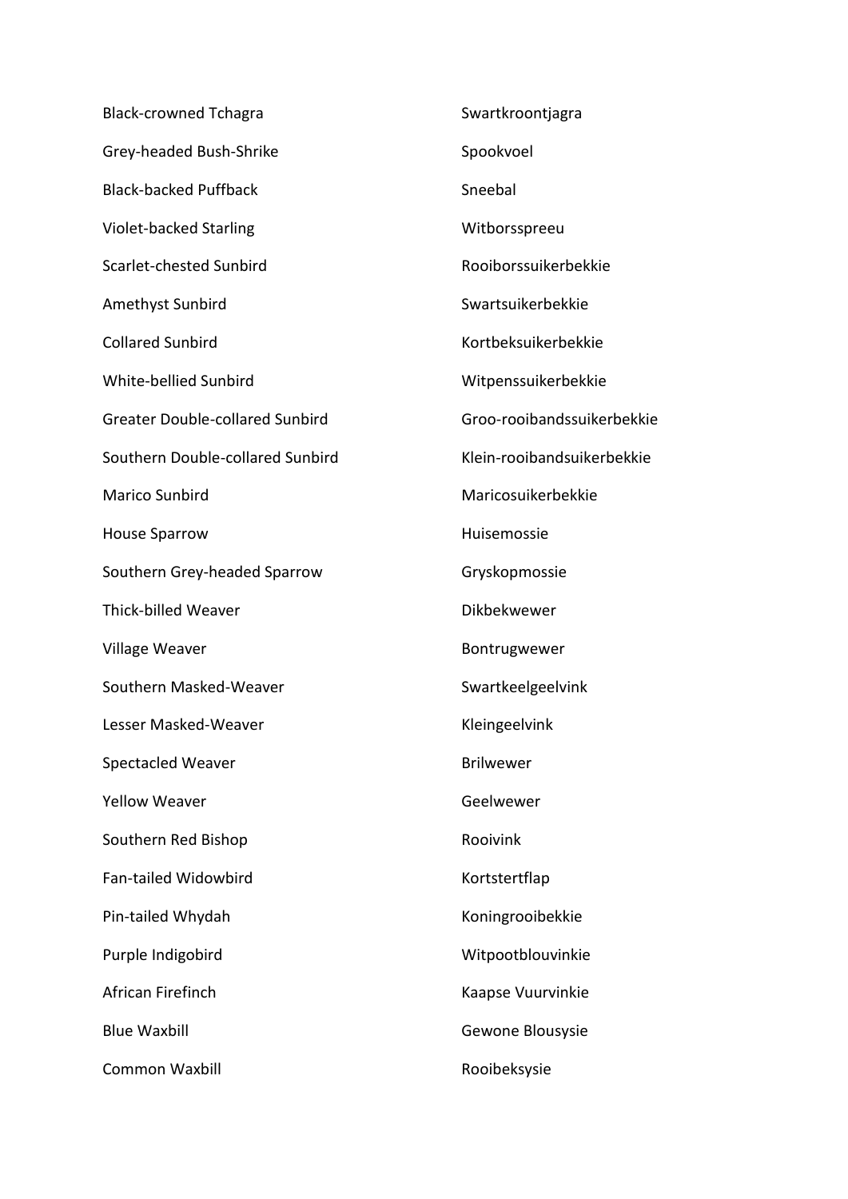| | |
|---|---|
| Black-crowned Tchagra | Swartkroontjagra |
| Grey-headed Bush-Shrike | Spookvoel |
| Black-backed Puffback | Sneebal |
| Violet-backed Starling | Witborsspreeu |
| Scarlet-chested Sunbird | Rooiborssuikerbekkie |
| Amethyst Sunbird | Swartsuikerbekkie |
| Collared Sunbird | Kortbeksuikerbekkie |
| White-bellied Sunbird | Witpenssuikerbekkie |
| Greater Double-collared Sunbird | Groo-rooibandssuikerbekkie |
| Southern Double-collared Sunbird | Klein-rooibandsuikerbekkie |
| Marico Sunbird | Maricosuikerbekkie |
| House Sparrow | Huisemossie |
| Southern Grey-headed Sparrow | Gryskopmossie |
| Thick-billed Weaver | Dikbekwewer |
| Village Weaver | Bontrugwewer |
| Southern Masked-Weaver | Swartkeelgeelvink |
| Lesser Masked-Weaver | Kleingeelvink |
| Spectacled Weaver | Brilwewer |
| Yellow Weaver | Geelwewer |
| Southern Red Bishop | Rooivink |
| Fan-tailed Widowbird | Kortstertflap |
| Pin-tailed Whydah | Koningrooibekkie |
| Purple Indigobird | Witpootblouvinkie |
| African Firefinch | Kaapse Vuurvinkie |
| Blue Waxbill | Gewone Blousysie |
| Common Waxbill | Rooibeksysie |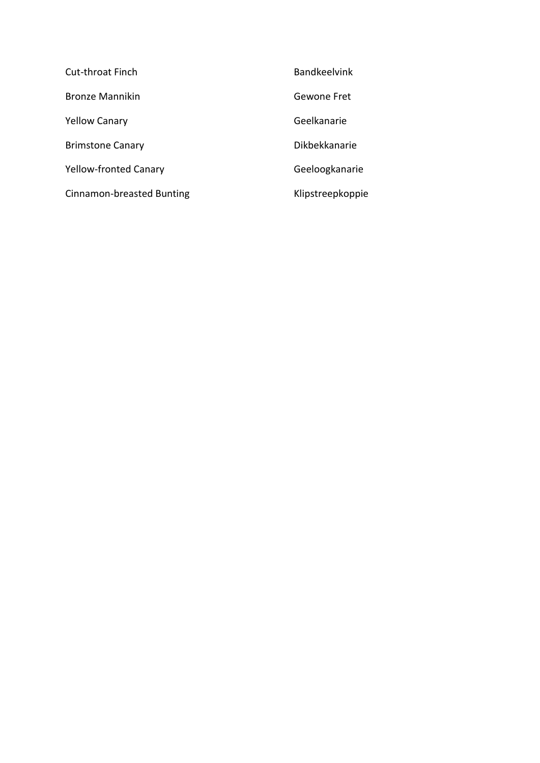| | |
|---|---|
| Cut-throat Finch | Bandkeelvink |
| Bronze Mannikin | Gewone Fret |
| Yellow Canary | Geelkanarie |
| Brimstone Canary | Dikbekkanarie |
| Yellow-fronted Canary | Geeloogkanarie |
| Cinnamon-breasted Bunting | Klipstreepkoppie |